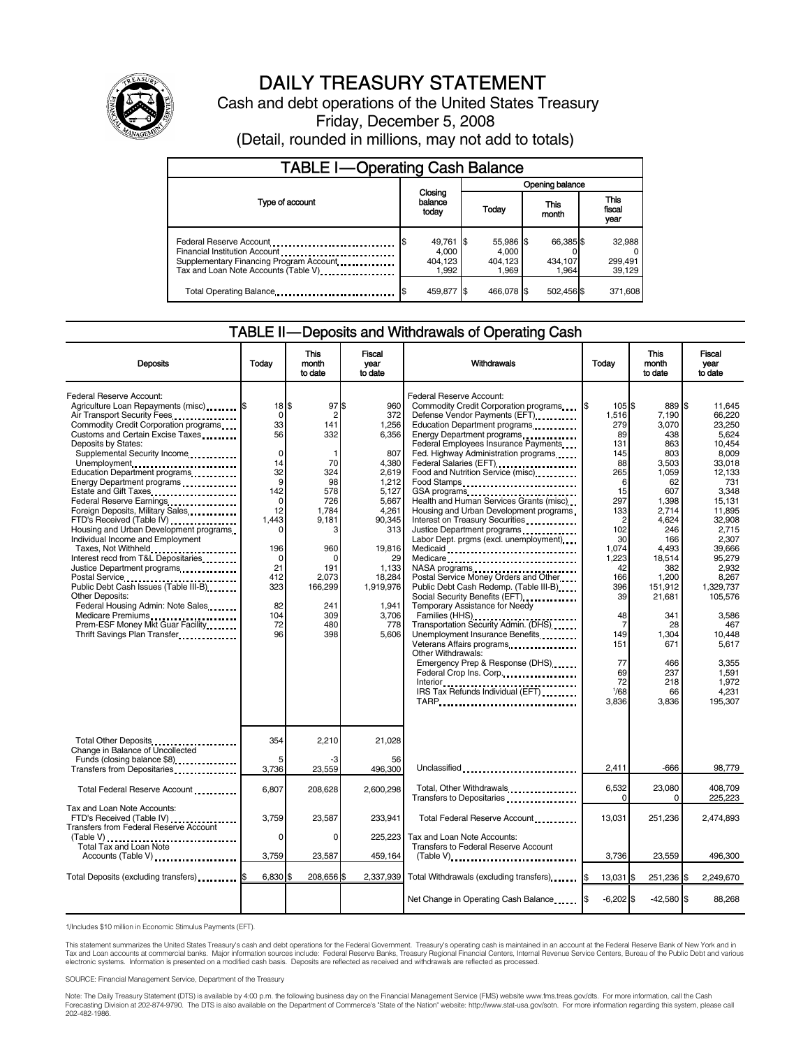# DAILY TREASURY STATEMENT

Cash and debt operations of the United States Treasury

Friday, December 5, 2008

(Detail, rounded in millions, may not add to totals)

## TABLE I—Operating Cash Balance

| Type of account | Closing balance today | Opening balance Today | Opening balance This month | Opening balance This fiscal year |
|---|---|---|---|---|
| Federal Reserve Account | $ 49,761 | $ 55,986 | $ 66,385 | $ 32,988 |
| Financial Institution Account | 4,000 | 4,000 | 0 | 0 |
| Supplementary Financing Program Account | 404,123 | 404,123 | 434,107 | 299,491 |
| Tax and Loan Note Accounts (Table V) | 1,992 | 1,969 | 1,964 | 39,129 |
| Total Operating Balance | $ 459,877 | $ 466,078 | $ 502,456 | $ 371,608 |

## TABLE II—Deposits and Withdrawals of Operating Cash

| Deposits | Today | This month to date | Fiscal year to date | Withdrawals | Today | This month to date | Fiscal year to date |
|---|---|---|---|---|---|---|---|
| Federal Reserve Account: | | | | Federal Reserve Account: | | | |
| Agriculture Loan Repayments (misc) | $ 18 | $ 97 | $ 960 | Commodity Credit Corporation programs | $ 105 | $ 889 | $ 11,645 |
| Air Transport Security Fees | 0 | 2 | 372 | Defense Vendor Payments (EFT) | 1,516 | 7,190 | 66,220 |
| Commodity Credit Corporation programs | 33 | 141 | 1,256 | Education Department programs | 279 | 3,070 | 23,250 |
| Customs and Certain Excise Taxes | 56 | 332 | 6,356 | Energy Department programs | 89 | 438 | 5,624 |
| Deposits by States: | | | | Federal Employees Insurance Payments | 131 | 863 | 10,454 |
| Supplemental Security Income | 0 | 1 | 807 | Fed. Highway Administration programs | 145 | 803 | 8,009 |
| Unemployment | 14 | 70 | 4,380 | Federal Salaries (EFT) | 88 | 3,503 | 33,018 |
| Education Department programs | 32 | 324 | 2,619 | Food and Nutrition Service (misc) | 265 | 1,059 | 12,133 |
| Energy Department programs | 9 | 98 | 1,212 | Food Stamps | 6 | 62 | 731 |
| Estate and Gift Taxes | 142 | 578 | 5,127 | GSA programs | 15 | 607 | 3,348 |
| Federal Reserve Earnings | 0 | 726 | 5,667 | Health and Human Services Grants (misc) | 297 | 1,398 | 15,131 |
| Foreign Deposits, Military Sales | 12 | 1,784 | 4,261 | Housing and Urban Development programs | 133 | 2,714 | 11,895 |
| FTD's Received (Table IV) | 1,443 | 9,181 | 90,345 | Interest on Treasury Securities | 2 | 4,624 | 32,908 |
| Housing and Urban Development programs | 0 | 3 | 313 | Justice Department programs | 102 | 246 | 2,715 |
| Individual Income and Employment | | | | Labor Dept. prgms (excl. unemployment) | 30 | 166 | 2,307 |
| Taxes, Not Withheld | 196 | 960 | 19,816 | Medicaid | 1,074 | 4,493 | 39,666 |
| Interest recd from T&L Depositaries | 0 | 0 | 29 | Medicare | 1,223 | 18,514 | 95,279 |
| Justice Department programs | 21 | 191 | 1,133 | NASA programs | 42 | 382 | 2,932 |
| Postal Service | 412 | 2,073 | 18,284 | Postal Service Money Orders and Other | 166 | 1,200 | 8,267 |
| Public Debt Cash Issues (Table III-B) | 323 | 166,299 | 1,919,976 | Public Debt Cash Redemp. (Table III-B) | 396 | 151,912 | 1,329,737 |
| Other Deposits: | | | | Social Security Benefits (EFT) | 39 | 21,681 | 105,576 |
| Federal Housing Admin: Note Sales | 82 | 241 | 1,941 | Temporary Assistance for Needy | | | |
| Medicare Premiums | 104 | 309 | 3,706 | Families (HHS) | 48 | 341 | 3,586 |
| Prem-ESF Money Mkt Guar Facility | 72 | 480 | 778 | Transportation Security Admin. (DHS) | 7 | 28 | 467 |
| Thrift Savings Plan Transfer | 96 | 398 | 5,606 | Unemployment Insurance Benefits | 149 | 1,304 | 10,448 |
| | | | | Veterans Affairs programs | 151 | 671 | 5,617 |
| | | | | Other Withdrawals: | | | |
| | | | | Emergency Prep & Response (DHS) | 77 | 466 | 3,355 |
| | | | | Federal Crop Ins. Corp. | 69 | 237 | 1,591 |
| | | | | Interior | 72 | 218 | 1,972 |
| | | | | IRS Tax Refunds Individual (EFT) | [1]/68 | 66 | 4,231 |
| | | | | TARP | 3,836 | 3,836 | 195,307 |
| Total Other Deposits | 354 | 2,210 | 21,028 | | | | |
| Change in Balance of Uncollected Funds (closing balance $8) | 5 | -3 | 56 | | | | |
| Transfers from Depositaries | 3,736 | 23,559 | 496,300 | Unclassified | 2,411 | -666 | 98,779 |
| Total Federal Reserve Account | 6,807 | 208,628 | 2,600,298 | Total, Other Withdrawals | 6,532 | 23,080 | 408,709 |
| | | | | Transfers to Depositaries | 0 | 0 | 225,223 |
| Tax and Loan Note Accounts: | | | | | | | |
| FTD's Received (Table IV) | 3,759 | 23,587 | 233,941 | Total Federal Reserve Account | 13,031 | 251,236 | 2,474,893 |
| Transfers from Federal Reserve Account (Table V) | 0 | 0 | 225,223 | Tax and Loan Note Accounts: | | | |
| Total Tax and Loan Note Accounts (Table V) | 3,759 | 23,587 | 459,164 | Transfers to Federal Reserve Account (Table V) | 3,736 | 23,559 | 496,300 |
| Total Deposits (excluding transfers) | $ 6,830 | $ 208,656 | $ 2,337,939 | Total Withdrawals (excluding transfers) | $ 13,031 | $ 251,236 | $ 2,249,670 |
| | | | | Net Change in Operating Cash Balance | $ -6,202 | $ -42,580 | $ 88,268 |

1/Includes $10 million in Economic Stimulus Payments (EFT).

This statement summarizes the United States Treasury's cash and debt operations for the Federal Government. Treasury's operating cash is maintained in an account at the Federal Reserve Bank of New York and in Tax and Loan accounts at commercial banks. Major information sources include: Federal Reserve Banks, Treasury Regional Financial Centers, Internal Revenue Service Centers, Bureau of the Public Debt and various electronic systems. Information is presented on a modified cash basis. Deposits are reflected as received and withdrawals are reflected as processed.

SOURCE: Financial Management Service, Department of the Treasury

Note: The Daily Treasury Statement (DTS) is available by 4:00 p.m. the following business day on the Financial Management Service (FMS) website www.fms.treas.gov/dts. For more information, call the Cash Forecasting Division at 202-874-9790. The DTS is also available on the Department of Commerce's "State of the Nation" website: http://www.stat-usa.gov/sotn. For more information regarding this system, please call 202-482-1986.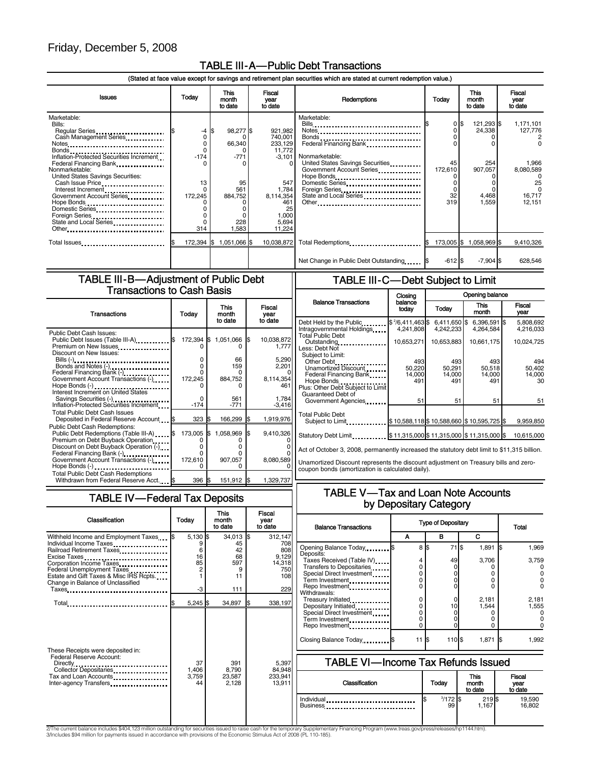Friday, December 5, 2008

## TABLE III-A—Public Debt Transactions

(Stated at face value except for savings and retirement plan securities which are stated at current redemption value.)

| Issues | Today | This month to date | Fiscal year to date |
|---|---|---|---|
| Marketable: | | | |
| Bills: | | | |
| Regular Series | $ -4 | $ 98,277 | $ 921,982 |
| Cash Management Series | 0 | 0 | 740,001 |
| Notes | 0 | 66,340 | 233,129 |
| Bonds | 0 | 0 | 11,772 |
| Inflation-Protected Securities Increment | -174 | -771 | -3,101 |
| Federal Financing Bank | 0 | 0 | 0 |
| Nonmarketable: | | | |
| United States Savings Securities: | | | |
| Cash Issue Price | 13 | 95 | 547 |
| Interest Increment | 0 | 561 | 1,784 |
| Government Account Series | 172,245 | 884,752 | 8,114,354 |
| Hope Bonds | 0 | 0 | 461 |
| Domestic Series | 0 | 0 | 25 |
| Foreign Series | 0 | 0 | 1,000 |
| State and Local Series | 0 | 228 | 5,694 |
| Other | 314 | 1,583 | 11,224 |
| Total Issues | $ 172,394 | $ 1,051,066 | $ 10,038,872 |

| Redemptions | Today | This month to date | Fiscal year to date |
|---|---|---|---|
| Marketable: | | | |
| Bills | $ 0 | $ 121,293 | $ 1,171,101 |
| Notes | 0 | 24,338 | 127,776 |
| Bonds | 0 | 0 | 2 |
| Federal Financing Bank | 0 | 0 | 0 |
| Nonmarketable: | | | |
| United States Savings Securities | 45 | 254 | 1,966 |
| Government Account Series | 172,610 | 907,057 | 8,080,589 |
| Hope Bonds | 0 | 0 | 0 |
| Domestic Series | 0 | 0 | 25 |
| Foreign Series | 0 | 0 | 0 |
| State and Local Series | 32 | 4,468 | 16,717 |
| Other | 319 | 1,559 | 12,151 |
| Total Redemptions | $ 173,005 | $ 1,058,969 | $ 9,410,326 |
| Net Change in Public Debt Outstanding | $ -612 | $ -7,904 | $ 628,546 |

## TABLE III-B—Adjustment of Public Debt Transactions to Cash Basis

| Transactions | Today | This month to date | Fiscal year to date |
|---|---|---|---|
| Public Debt Cash Issues: | | | |
| Public Debt Issues (Table III-A) | $ 172,394 | $ 1,051,066 | $ 10,038,872 |
| Premium on New Issues | 0 | 0 | 1,777 |
| Discount on New Issues: | | | |
| Bills (-) | 0 | 66 | 5,290 |
| Bonds and Notes (-) | 0 | 159 | 2,201 |
| Federal Financing Bank (-) | 0 | 0 | 0 |
| Government Account Transactions (-) | 172,245 | 884,752 | 8,114,354 |
| Hope Bonds (-) | 0 | 0 | 461 |
| Interest Increment on United States Savings Securities (-) | 0 | 561 | 1,784 |
| Inflation-Protected Securities Increment | -174 | -771 | -3,416 |
| Total Public Debt Cash Issues Deposited in Federal Reserve Account | $ 323 | $ 166,299 | $ 1,919,976 |
| Public Debt Cash Redemptions: | | | |
| Public Debt Redemptions (Table III-A) | $ 173,005 | $ 1,058,969 | $ 9,410,326 |
| Premium on Debt Buyback Operation | 0 | 0 | 0 |
| Discount on Debt Buyback Operation (-) | 0 | 0 | 0 |
| Federal Financing Bank (-) | 0 | 0 | 0 |
| Government Account Transactions (-) | 172,610 | 907,057 | 8,080,589 |
| Hope Bonds (-) | 0 | 0 | 0 |
| Total Public Debt Cash Redemptions Withdrawn from Federal Reserve Acct. | $ 396 | $ 151,912 | $ 1,329,737 |

## TABLE III-C—Debt Subject to Limit

| Balance Transactions | Closing balance today | Opening balance Today | Opening balance This month | Opening balance Fiscal year |
|---|---|---|---|---|
| Debt Held by the Public | $ [2]6,411,463 | $ 6,411,650 | $ 6,396,591 | $ 5,808,692 |
| Intragovernmental Holdings | 4,241,808 | 4,242,233 | 4,264,584 | 4,216,033 |
| Total Public Debt Outstanding | 10,653,271 | 10,653,883 | 10,661,175 | 10,024,725 |
| Less: Debt Not Subject to Limit: | | | | |
| Other Debt | 493 | 493 | 493 | 494 |
| Unamortized Discount | 50,220 | 50,291 | 50,518 | 50,402 |
| Federal Financing Bank | 14,000 | 14,000 | 14,000 | 14,000 |
| Hope Bonds | 491 | 491 | 491 | 30 |
| Plus: Other Debt Subject to Limit Guaranteed Debt of Government Agencies | 51 | 51 | 51 | 51 |
| Total Public Debt Subject to Limit | $ 10,588,118 | $ 10,588,660 | $ 10,595,725 | $ 9,959,850 |
| Statutory Debt Limit | $ 11,315,000 | $ 11,315,000 | $ 11,315,000 | $ 10,615,000 |

Act of October 3, 2008, permanently increased the statutory debt limit to $11,315 billion.

Unamortized Discount represents the discount adjustment on Treasury bills and zero-coupon bonds (amortization is calculated daily).

## TABLE IV—Federal Tax Deposits

| Classification | Today | This month to date | Fiscal year to date |
|---|---|---|---|
| Withheld Income and Employment Taxes | $ 5,130 | $ 34,013 | $ 312,147 |
| Individual Income Taxes | 9 | 45 | 708 |
| Railroad Retirement Taxes | 6 | 42 | 808 |
| Excise Taxes | 16 | 68 | 9,129 |
| Corporation Income Taxes | 85 | 597 | 14,318 |
| Federal Unemployment Taxes | 2 | 9 | 750 |
| Estate and Gift Taxes & Misc IRS Rcpts. | 1 | 11 | 108 |
| Change in Balance of Unclassified Taxes | -3 | 111 | 229 |
| Total | $ 5,245 | $ 34,897 | $ 338,197 |
| These Receipts were deposited in: | | | |
| Federal Reserve Account: | | | |
| Directly | 37 | 391 | 5,397 |
| Collector Depositaries | 1,406 | 8,790 | 84,948 |
| Tax and Loan Accounts | 3,759 | 23,587 | 233,941 |
| Inter-agency Transfers | 44 | 2,128 | 13,911 |

## TABLE V—Tax and Loan Note Accounts by Depositary Category

| Balance Transactions | Type of Depositary A | Type of Depositary B | Type of Depositary C | Total |
|---|---|---|---|---|
| Opening Balance Today | $ 8 | $ 71 | $ 1,891 | $ 1,969 |
| Deposits: | | | | |
| Taxes Received (Table IV) | 4 | 49 | 3,706 | 3,759 |
| Transfers to Depositaries | 0 | 0 | 0 | 0 |
| Special Direct Investment | 0 | 0 | 0 | 0 |
| Term Investment | 0 | 0 | 0 | 0 |
| Repo Investment | 0 | 0 | 0 | 0 |
| Withdrawals: | | | | |
| Treasury Initiated | 0 | 0 | 2,181 | 2,181 |
| Depositary Initiated | 0 | 10 | 1,544 | 1,555 |
| Special Direct Investment | 0 | 0 | 0 | 0 |
| Term Investment | 0 | 0 | 0 | 0 |
| Repo Investment | 0 | 0 | 0 | 0 |
| Closing Balance Today | $ 11 | $ 110 | $ 1,871 | $ 1,992 |

## TABLE VI—Income Tax Refunds Issued

| Classification | Today | This month to date | Fiscal year to date |
|---|---|---|---|
| Individual | $ [3]/172 | $ 219 | $ 19,590 |
| Business | 99 | 1,167 | 16,802 |

2/The current balance includes $404,123 million outstanding for securities issued to raise cash for the temporary Supplementary Financing Program (www.treas.gov/press/releases/hp1144.htm).
3/Includes $94 million for payments issued in accordance with provisions of the Economic Stimulus Act of 2008 (PL 110-185).